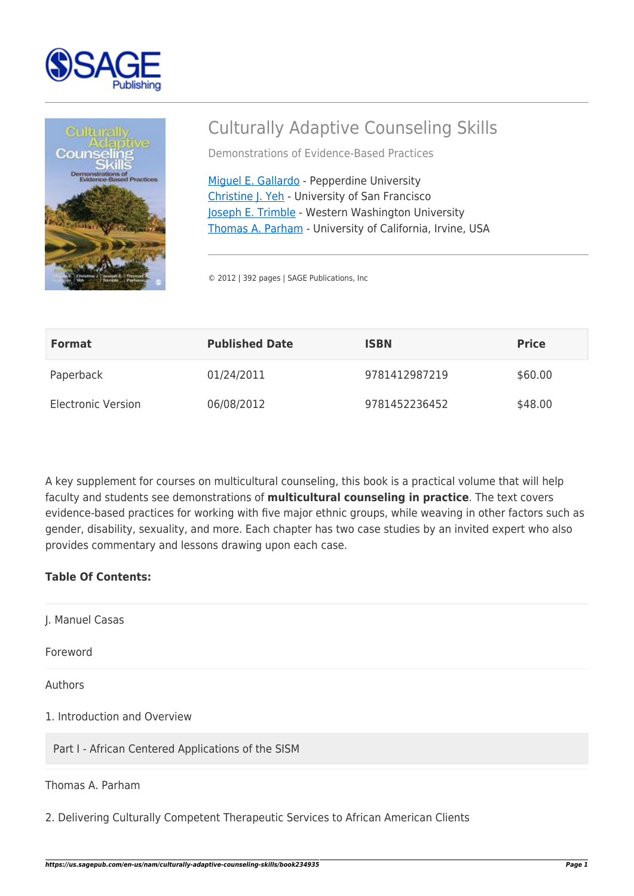# Culturally Adaptive Counseling Skills

Demonstrations of Evidence-Based Practices

Miguel E. Gallardo - Pepperdine University
Christine J. Yeh - University of San Francisco
Joseph E. Trimble - Western Washington University
Thomas A. Parham - University of California, Irvine, USA

© 2012 | 392 pages | SAGE Publications, Inc

| Format | Published Date | ISBN | Price |
| --- | --- | --- | --- |
| Paperback | 01/24/2011 | 9781412987219 | $60.00 |
| Electronic Version | 06/08/2012 | 9781452236452 | $48.00 |

A key supplement for courses on multicultural counseling, this book is a practical volume that will help faculty and students see demonstrations of **multicultural counseling in practice**. The text covers evidence-based practices for working with five major ethnic groups, while weaving in other factors such as gender, disability, sexuality, and more. Each chapter has two case studies by an invited expert who also provides commentary and lessons drawing upon each case.

**Table Of Contents:**

J. Manuel Casas

Foreword

Authors

1. Introduction and Overview

Part I - African Centered Applications of the SISM

Thomas A. Parham

2. Delivering Culturally Competent Therapeutic Services to African American Clients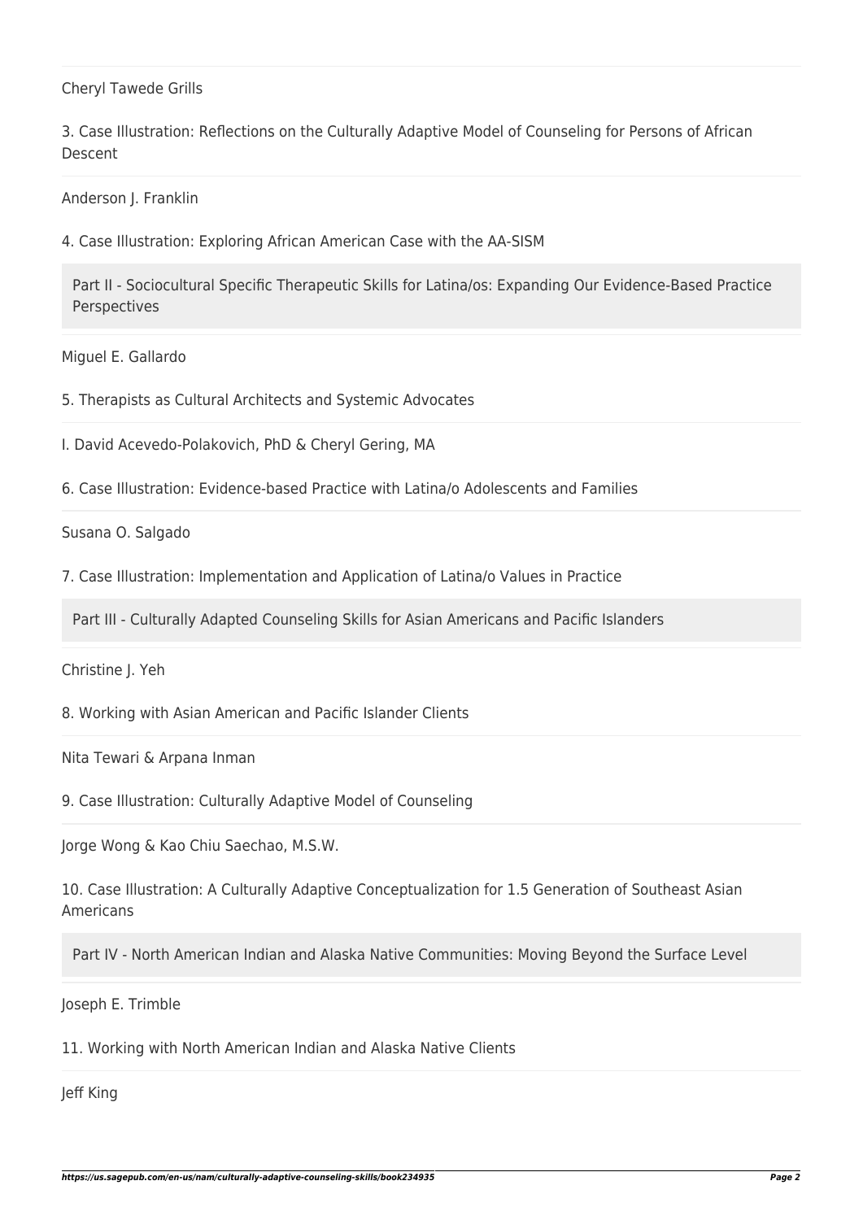Cheryl Tawede Grills

3. Case Illustration: Reflections on the Culturally Adaptive Model of Counseling for Persons of African Descent

Anderson J. Franklin

4. Case Illustration: Exploring African American Case with the AA-SISM

## Part II - Sociocultural Specific Therapeutic Skills for Latina/os: Expanding Our Evidence-Based Practice Perspectives

Miguel E. Gallardo

5. Therapists as Cultural Architects and Systemic Advocates

I. David Acevedo-Polakovich, PhD & Cheryl Gering, MA

6. Case Illustration: Evidence-based Practice with Latina/o Adolescents and Families

Susana O. Salgado

7. Case Illustration: Implementation and Application of Latina/o Values in Practice

## Part III - Culturally Adapted Counseling Skills for Asian Americans and Pacific Islanders

Christine J. Yeh

8. Working with Asian American and Pacific Islander Clients

Nita Tewari & Arpana Inman

9. Case Illustration: Culturally Adaptive Model of Counseling

Jorge Wong & Kao Chiu Saechao, M.S.W.

10. Case Illustration: A Culturally Adaptive Conceptualization for 1.5 Generation of Southeast Asian Americans

## Part IV - North American Indian and Alaska Native Communities: Moving Beyond the Surface Level

Joseph E. Trimble

11. Working with North American Indian and Alaska Native Clients

Jeff King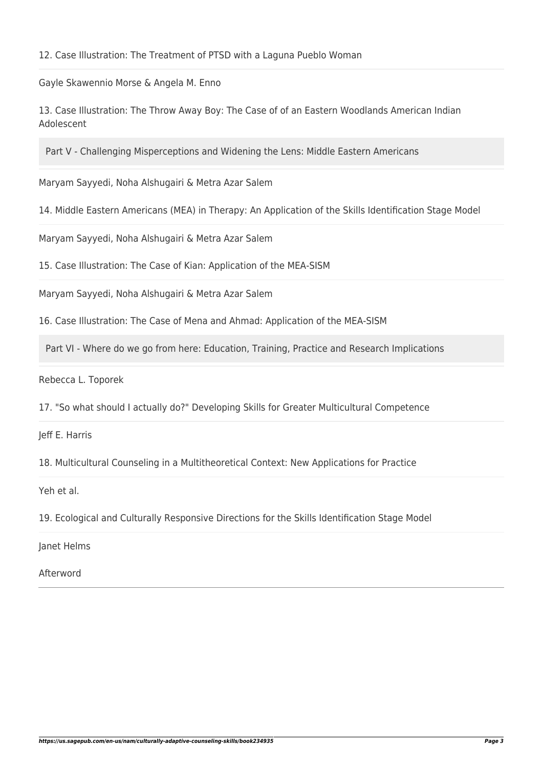12. Case Illustration: The Treatment of PTSD with a Laguna Pueblo Woman

Gayle Skawennio Morse & Angela M. Enno

13. Case Illustration: The Throw Away Boy: The Case of of an Eastern Woodlands American Indian Adolescent

## Part V - Challenging Misperceptions and Widening the Lens: Middle Eastern Americans

Maryam Sayyedi, Noha Alshugairi & Metra Azar Salem

14. Middle Eastern Americans (MEA) in Therapy: An Application of the Skills Identification Stage Model

Maryam Sayyedi, Noha Alshugairi & Metra Azar Salem

15. Case Illustration: The Case of Kian: Application of the MEA-SISM

Maryam Sayyedi, Noha Alshugairi & Metra Azar Salem

16. Case Illustration: The Case of Mena and Ahmad: Application of the MEA-SISM

## Part VI - Where do we go from here: Education, Training, Practice and Research Implications

Rebecca L. Toporek

17. "So what should I actually do?" Developing Skills for Greater Multicultural Competence

Jeff E. Harris

18. Multicultural Counseling in a Multitheoretical Context: New Applications for Practice

Yeh et al.

19. Ecological and Culturally Responsive Directions for the Skills Identification Stage Model

Janet Helms

Afterword